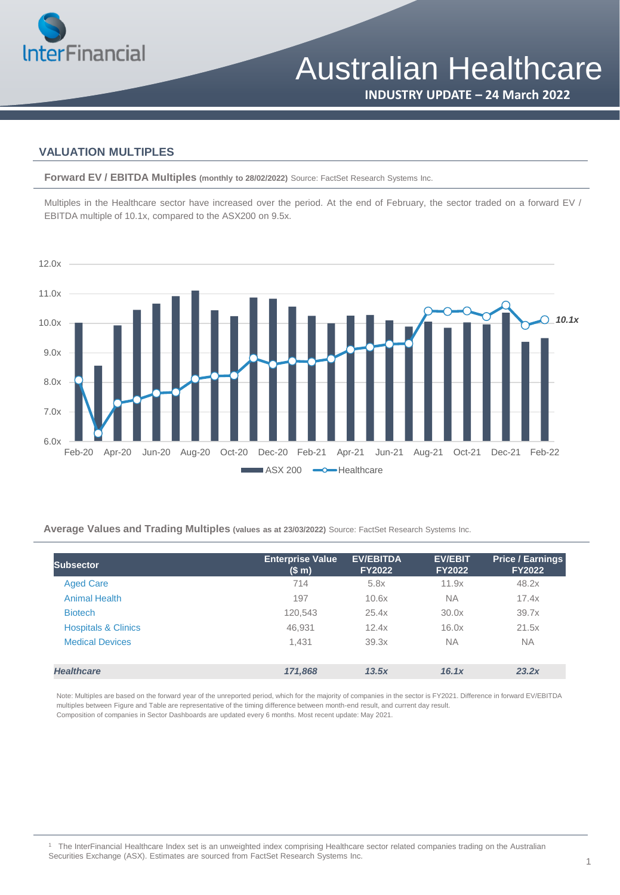# Australian Healthcare

**INDUSTRY UPDATE – 24 March 2022**

## VALUATION MULTIPLES

**Forward EV / EBITDA Multiples (monthly to 28/02/2022)** Source: FactSet Research Systems Inc.

Multiples in the Healthcare sector have increased over the period. At the end of February, the sector traded on a forward EV / EBITDA multiple of 10.1x, compared to the ASX200 on 9.5x.

**Average Values and Trading Multiples (values as at 23/03/2022)** Source: FactSet Research Systems Inc.

| Subsector | Enterprise Value ($ m) | EV/EBITDA FY2022 | EV/EBIT FY2022 | Price / Earnings FY2022 |
|---|---|---|---|---|
| Aged Care | 714 | 5.8x | 11.9x | 48.2x |
| Animal Health | 197 | 10.6x | NA | 17.4x |
| Biotech | 120,543 | 25.4x | 30.0x | 39.7x |
| Hospitals & Clinics | 46,931 | 12.4x | 16.0x | 21.5x |
| Medical Devices | 1,431 | 39.3x | NA | NA |
| ***Healthcare*** | ***171,868*** | ***13.5x*** | ***16.1x*** | ***23.2x*** |

Note: Multiples are based on the forward year of the unreported period, which for the majority of companies in the sector is FY2021. Difference in forward EV/EBITDA multiples between Figure and Table are representative of the timing difference between month-end result, and current day result.
Composition of companies in Sector Dashboards are updated every 6 months. Most recent update: May 2021.

[1] The InterFinancial Healthcare Index set is an unweighted index comprising Healthcare sector related companies trading on the Australian Securities Exchange (ASX). Estimates are sourced from FactSet Research Systems Inc.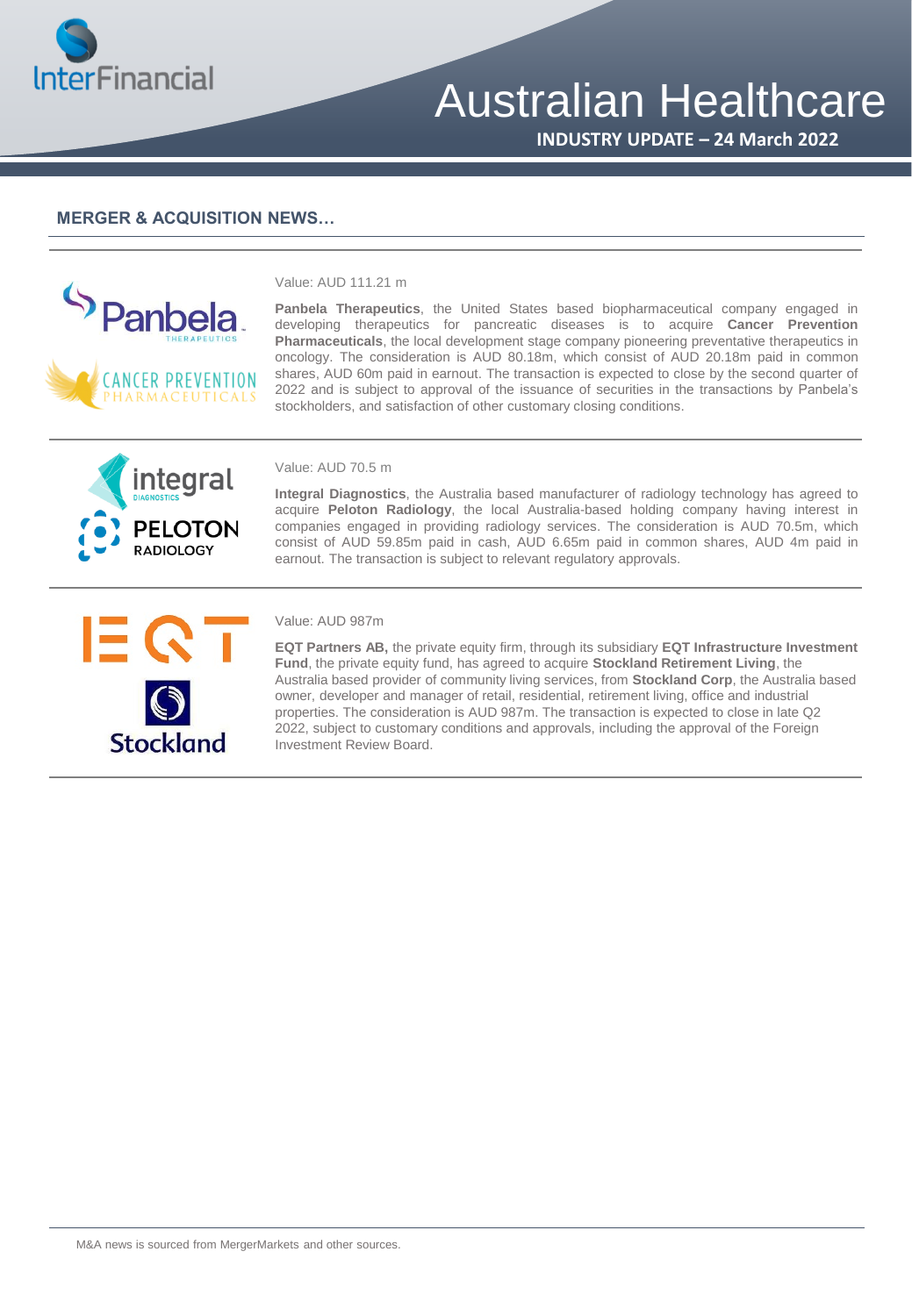## MERGER & ACQUISITION NEWS…

Value: AUD 111.21 m

**Panbela Therapeutics**, the United States based biopharmaceutical company engaged in developing therapeutics for pancreatic diseases is to acquire **Cancer Prevention Pharmaceuticals**, the local development stage company pioneering preventative therapeutics in oncology. The consideration is AUD 80.18m, which consist of AUD 20.18m paid in common shares, AUD 60m paid in earnout. The transaction is expected to close by the second quarter of 2022 and is subject to approval of the issuance of securities in the transactions by Panbela's stockholders, and satisfaction of other customary closing conditions.

Value: AUD 70.5 m

**Integral Diagnostics**, the Australia based manufacturer of radiology technology has agreed to acquire **Peloton Radiology**, the local Australia-based holding company having interest in companies engaged in providing radiology services. The consideration is AUD 70.5m, which consist of AUD 59.85m paid in cash, AUD 6.65m paid in common shares, AUD 4m paid in earnout. The transaction is subject to relevant regulatory approvals.

Value: AUD 987m

**EQT Partners AB,** the private equity firm, through its subsidiary **EQT Infrastructure Investment Fund**, the private equity fund, has agreed to acquire **Stockland Retirement Living**, the Australia based provider of community living services, from **Stockland Corp**, the Australia based owner, developer and manager of retail, residential, retirement living, office and industrial properties. The consideration is AUD 987m. The transaction is expected to close in late Q2 2022, subject to customary conditions and approvals, including the approval of the Foreign Investment Review Board.

M&A news is sourced from MergerMarkets and other sources.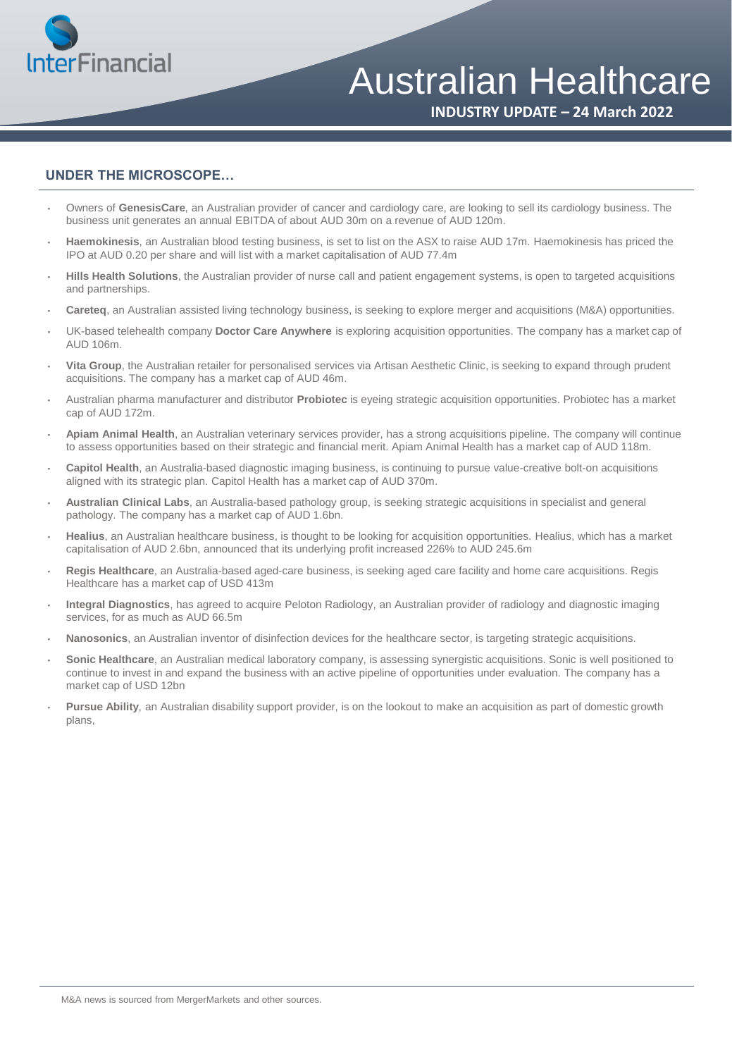## UNDER THE MICROSCOPE…

- Owners of **GenesisCare**, an Australian provider of cancer and cardiology care, are looking to sell its cardiology business. The business unit generates an annual EBITDA of about AUD 30m on a revenue of AUD 120m.
- **Haemokinesis**, an Australian blood testing business, is set to list on the ASX to raise AUD 17m. Haemokinesis has priced the IPO at AUD 0.20 per share and will list with a market capitalisation of AUD 77.4m
- **Hills Health Solutions**, the Australian provider of nurse call and patient engagement systems, is open to targeted acquisitions and partnerships.
- **Careteq**, an Australian assisted living technology business, is seeking to explore merger and acquisitions (M&A) opportunities.
- UK-based telehealth company **Doctor Care Anywhere** is exploring acquisition opportunities. The company has a market cap of AUD 106m.
- **Vita Group**, the Australian retailer for personalised services via Artisan Aesthetic Clinic, is seeking to expand through prudent acquisitions. The company has a market cap of AUD 46m.
- Australian pharma manufacturer and distributor **Probiotec** is eyeing strategic acquisition opportunities. Probiotec has a market cap of AUD 172m.
- **Apiam Animal Health**, an Australian veterinary services provider, has a strong acquisitions pipeline. The company will continue to assess opportunities based on their strategic and financial merit. Apiam Animal Health has a market cap of AUD 118m.
- **Capitol Health**, an Australia-based diagnostic imaging business, is continuing to pursue value-creative bolt-on acquisitions aligned with its strategic plan. Capitol Health has a market cap of AUD 370m.
- **Australian Clinical Labs**, an Australia-based pathology group, is seeking strategic acquisitions in specialist and general pathology. The company has a market cap of AUD 1.6bn.
- **Healius**, an Australian healthcare business, is thought to be looking for acquisition opportunities. Healius, which has a market capitalisation of AUD 2.6bn, announced that its underlying profit increased 226% to AUD 245.6m
- **Regis Healthcare**, an Australia-based aged-care business, is seeking aged care facility and home care acquisitions. Regis Healthcare has a market cap of USD 413m
- **Integral Diagnostics**, has agreed to acquire Peloton Radiology, an Australian provider of radiology and diagnostic imaging services, for as much as AUD 66.5m
- **Nanosonics**, an Australian inventor of disinfection devices for the healthcare sector, is targeting strategic acquisitions.
- **Sonic Healthcare**, an Australian medical laboratory company, is assessing synergistic acquisitions. Sonic is well positioned to continue to invest in and expand the business with an active pipeline of opportunities under evaluation. The company has a market cap of USD 12bn
- **Pursue Ability**, an Australian disability support provider, is on the lookout to make an acquisition as part of domestic growth plans,

M&A news is sourced from MergerMarkets and other sources.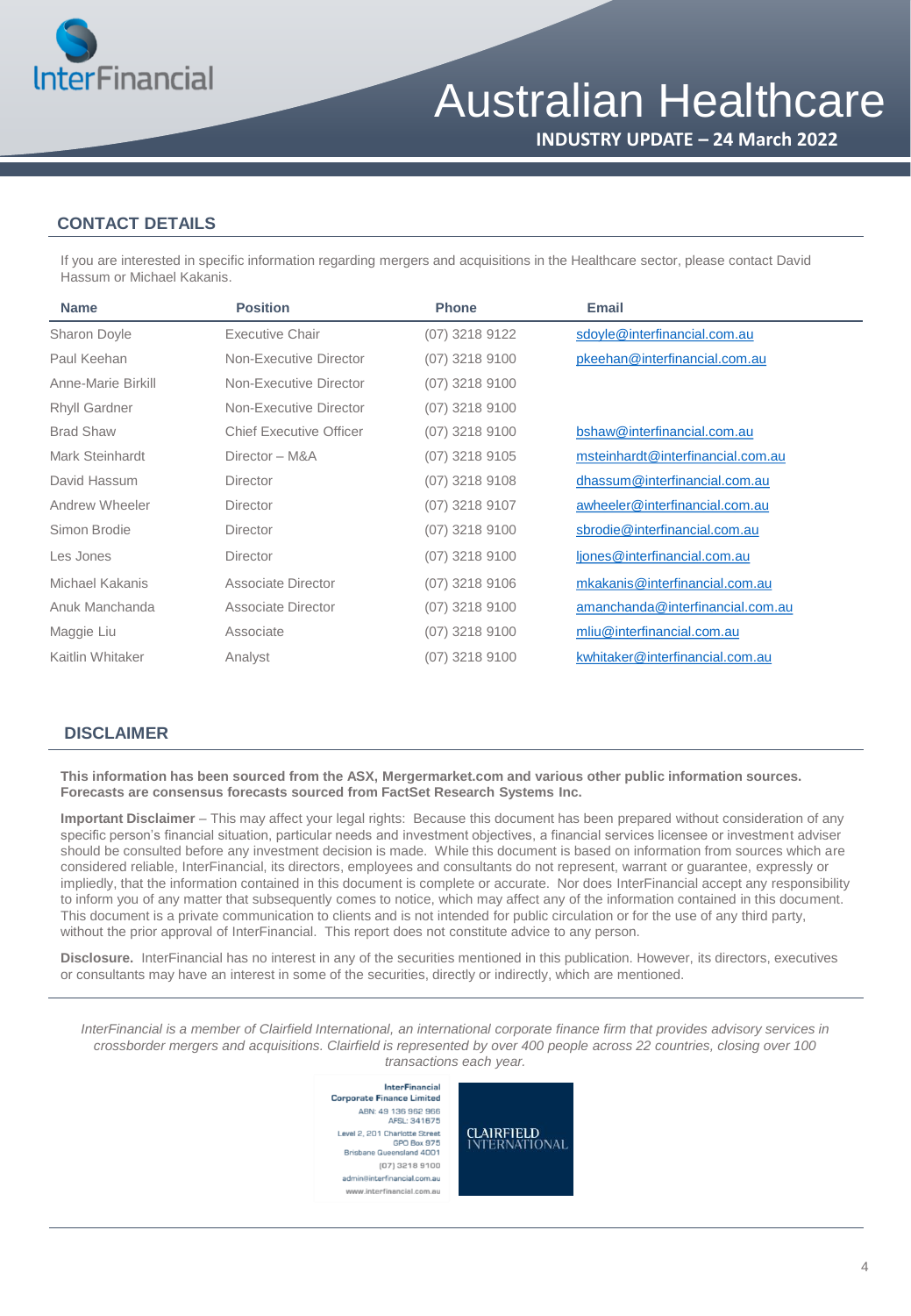# Australian Healthcare

**INDUSTRY UPDATE – 24 March 2022**

## CONTACT DETAILS

If you are interested in specific information regarding mergers and acquisitions in the Healthcare sector, please contact David Hassum or Michael Kakanis.

| Name | Position | Phone | Email |
|---|---|---|---|
| Sharon Doyle | Executive Chair | (07) 3218 9122 | sdoyle@interfinancial.com.au |
| Paul Keehan | Non-Executive Director | (07) 3218 9100 | pkeehan@interfinancial.com.au |
| Anne-Marie Birkill | Non-Executive Director | (07) 3218 9100 | |
| Rhyll Gardner | Non-Executive Director | (07) 3218 9100 | |
| Brad Shaw | Chief Executive Officer | (07) 3218 9100 | bshaw@interfinancial.com.au |
| Mark Steinhardt | Director – M&A | (07) 3218 9105 | msteinhardt@interfinancial.com.au |
| David Hassum | Director | (07) 3218 9108 | dhassum@interfinancial.com.au |
| Andrew Wheeler | Director | (07) 3218 9107 | awheeler@interfinancial.com.au |
| Simon Brodie | Director | (07) 3218 9100 | sbrodie@interfinancial.com.au |
| Les Jones | Director | (07) 3218 9100 | ljones@interfinancial.com.au |
| Michael Kakanis | Associate Director | (07) 3218 9106 | mkakanis@interfinancial.com.au |
| Anuk Manchanda | Associate Director | (07) 3218 9100 | amanchanda@interfinancial.com.au |
| Maggie Liu | Associate | (07) 3218 9100 | mliu@interfinancial.com.au |
| Kaitlin Whitaker | Analyst | (07) 3218 9100 | kwhitaker@interfinancial.com.au |

## DISCLAIMER

**This information has been sourced from the ASX, Mergermarket.com and various other public information sources. Forecasts are consensus forecasts sourced from FactSet Research Systems Inc.**

**Important Disclaimer** – This may affect your legal rights: Because this document has been prepared without consideration of any specific person's financial situation, particular needs and investment objectives, a financial services licensee or investment adviser should be consulted before any investment decision is made. While this document is based on information from sources which are considered reliable, InterFinancial, its directors, employees and consultants do not represent, warrant or guarantee, expressly or impliedly, that the information contained in this document is complete or accurate. Nor does InterFinancial accept any responsibility to inform you of any matter that subsequently comes to notice, which may affect any of the information contained in this document. This document is a private communication to clients and is not intended for public circulation or for the use of any third party, without the prior approval of InterFinancial. This report does not constitute advice to any person.

**Disclosure.** InterFinancial has no interest in any of the securities mentioned in this publication. However, its directors, executives or consultants may have an interest in some of the securities, directly or indirectly, which are mentioned.

*InterFinancial is a member of Clairfield International, an international corporate finance firm that provides advisory services in crossborder mergers and acquisitions. Clairfield is represented by over 400 people across 22 countries, closing over 100 transactions each year.*

**InterFinancial Corporate Finance Limited**
ABN: 49 136 962 966
AFSL: 341675
Level 2, 201 Charlotte Street
GPO Box 975
Brisbane Queensland 4001
(07) 3218 9100
admin@interfinancial.com.au
www.interfinancial.com.au

CLAIRFIELD INTERNATIONAL